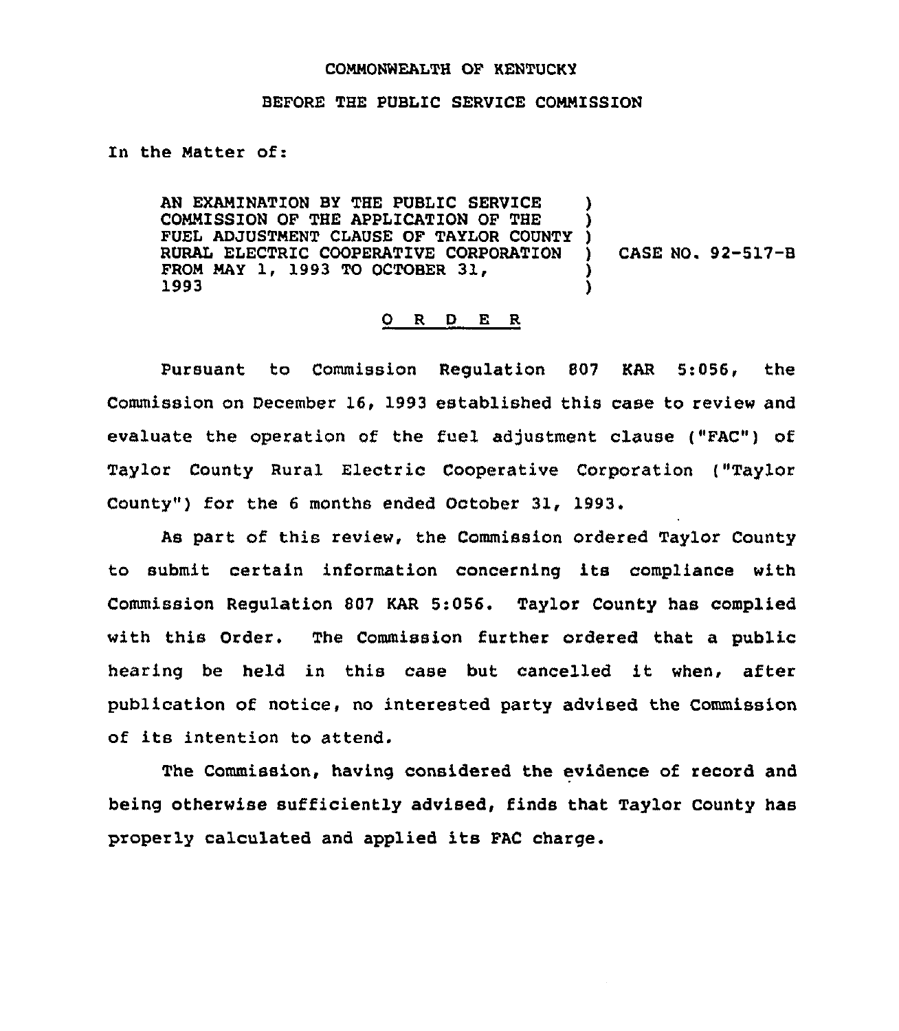COMMONWEALTH OF KENTUCKY

BEFORE THE PUBLIC SERVICE COMMISSION

In the Matter of:

AN EXAMINATION BY THE PUBLIC SERVICE COMMISSION OF THE APPLICATION OF THE FUEL ADJUSTMENT CLAUSE OF TAYLOR COUNTY RURAL ELECTRIC COOPERATIVE CORPORATION FROM MAY 1, 1993 TO OCTOBER 31, 1993 ) CASE NO. 92-517-B

<u>O R D E R</u>

Pursuant to Commission Regulation 807 KAR 5:056, the Commission on December 16, 1993 established this case to review and evaluate the operation of the fuel adjustment clause ("FAC") of Taylor County Rural Electric Cooperative Corporation ("Taylor County") for the 6 months ended October 31, 1993.

As part of this review, the Commission ordered Taylor County to submit certain information concerning its compliance with Commission Regulation 807 KAR 5:056. Taylor County has complied with this Order. The Commission further ordered that a public hearing be held in this case but cancelled it when, after publication of notice, no interested party advised the Commission of its intention to attend.

The Commission, having considered the evidence of record and being otherwise sufficiently advised, finds that Taylor County has properly calculated and applied its FAC charge.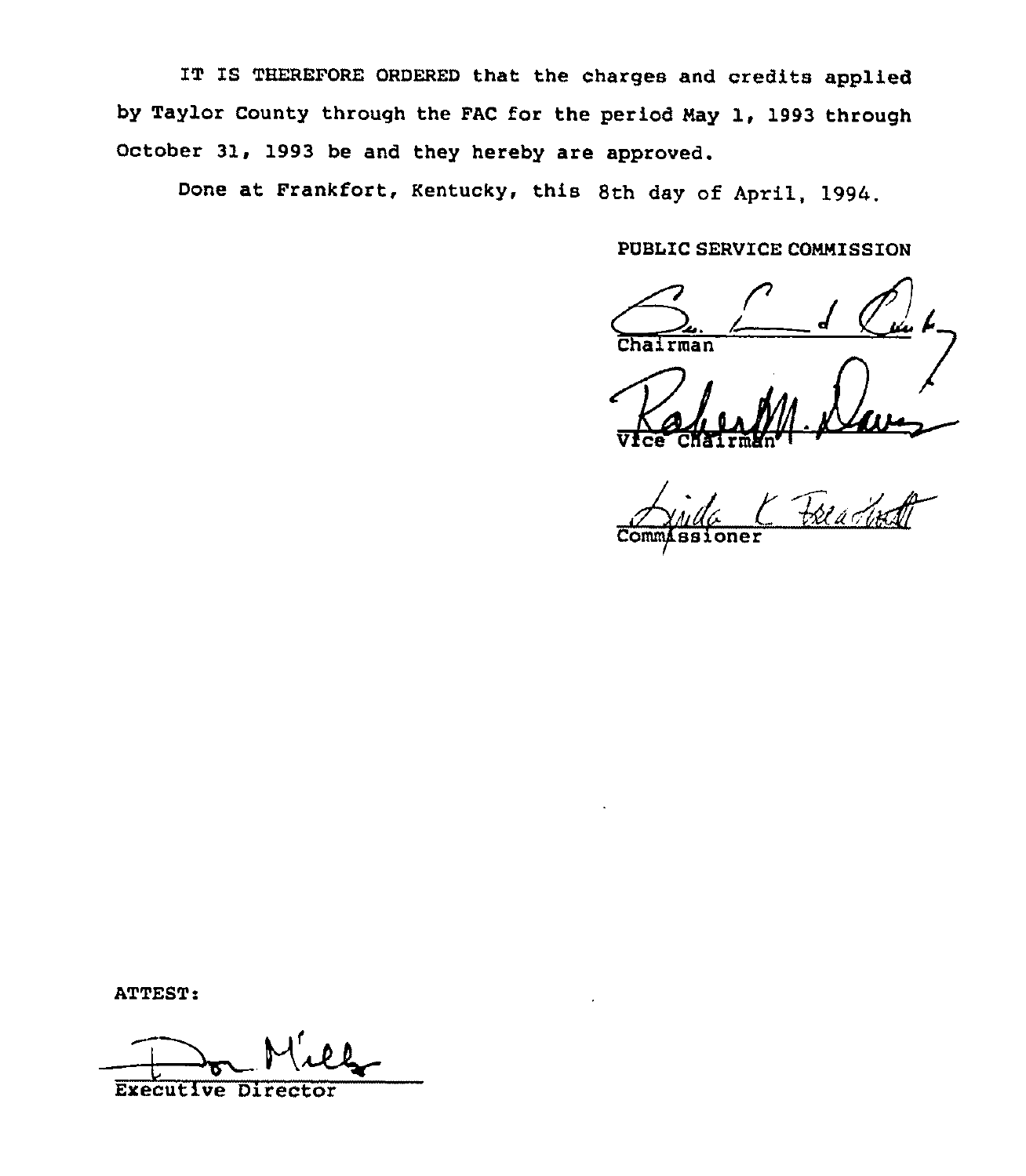IT IS THEREFORE ORDERED that the charges and credits applied by Taylor County through the FAC for the period May 1, 1993 through October 31, 1993 be and they hereby are approved.

Done at Frankfort, Kentucky, this 8th day of April, 1994.

PUBLIC SERVICE COMMISSION

Chairman

Vice Chairman

Commissioner

ATTEST:

Executive Director